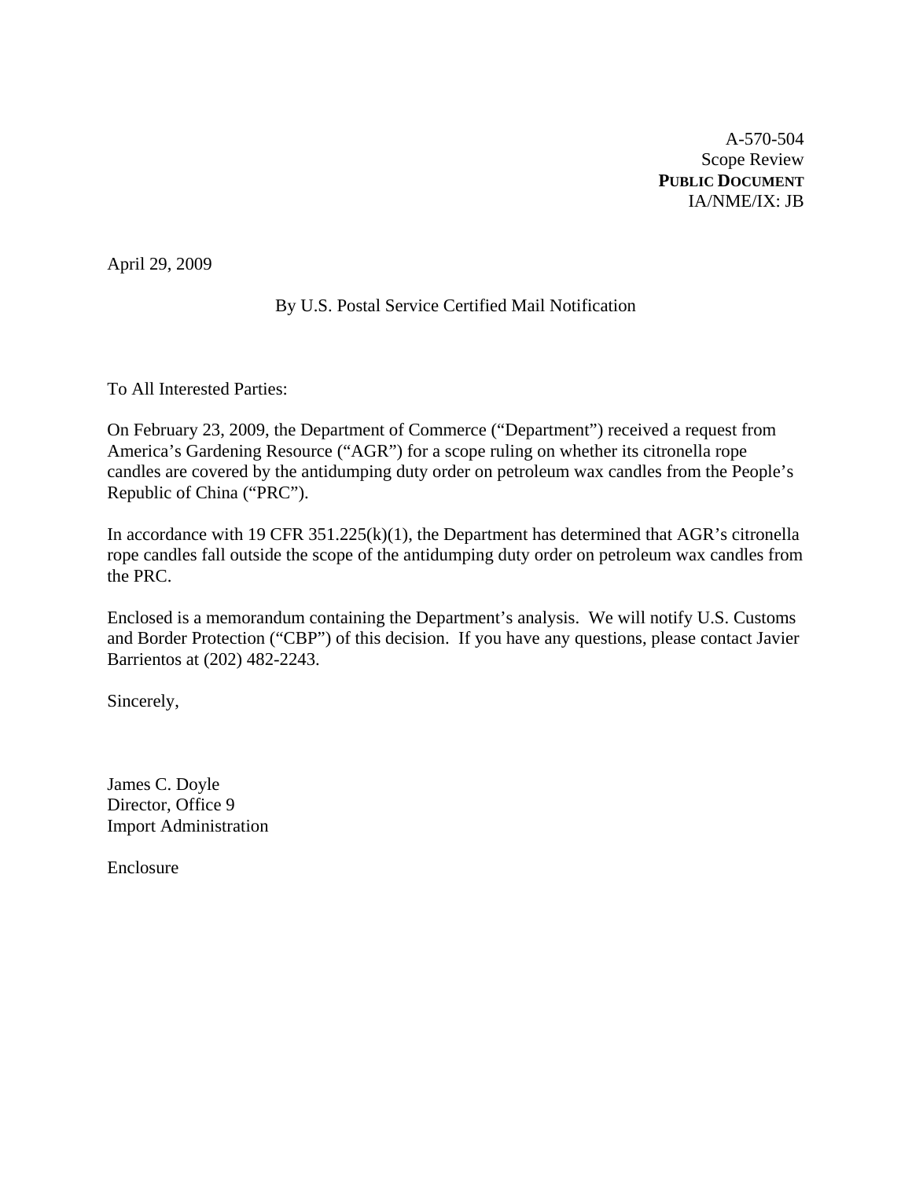A-570-504
Scope Review
**PUBLIC DOCUMENT**
IA/NME/IX: JB

April 29, 2009

By U.S. Postal Service Certified Mail Notification

To All Interested Parties:

On February 23, 2009, the Department of Commerce ("Department") received a request from America's Gardening Resource ("AGR") for a scope ruling on whether its citronella rope candles are covered by the antidumping duty order on petroleum wax candles from the People's Republic of China ("PRC").

In accordance with 19 CFR 351.225(k)(1), the Department has determined that AGR's citronella rope candles fall outside the scope of the antidumping duty order on petroleum wax candles from the PRC.

Enclosed is a memorandum containing the Department's analysis. We will notify U.S. Customs and Border Protection ("CBP") of this decision. If you have any questions, please contact Javier Barrientos at (202) 482-2243.

Sincerely,

James C. Doyle
Director, Office 9
Import Administration

Enclosure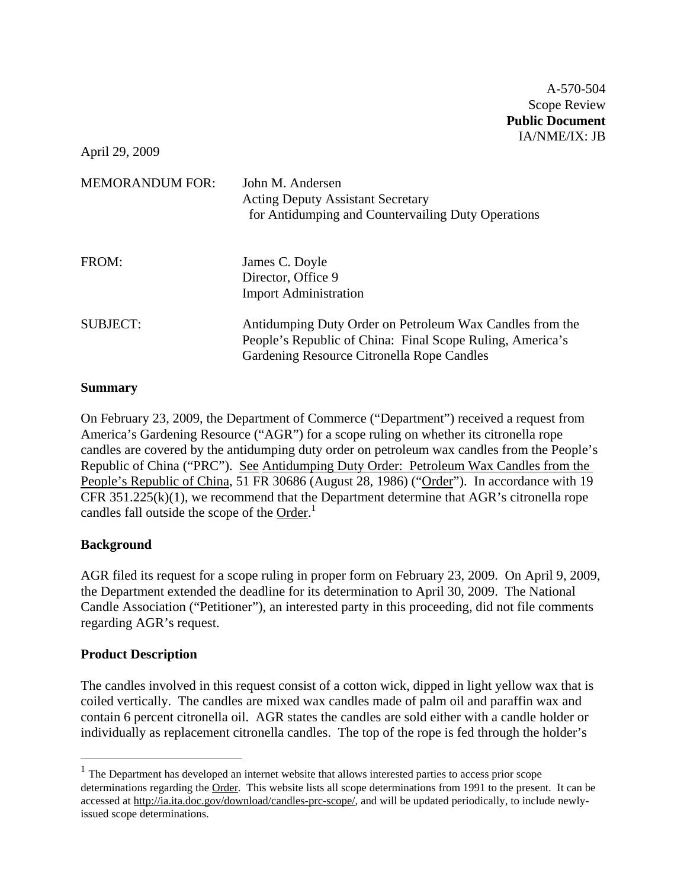A-570-504
Scope Review
**Public Document**
IA/NME/IX: JB

April 29, 2009

MEMORANDUM FOR: John M. Andersen
Acting Deputy Assistant Secretary
for Antidumping and Countervailing Duty Operations

FROM: James C. Doyle
Director, Office 9
Import Administration

SUBJECT: Antidumping Duty Order on Petroleum Wax Candles from the People's Republic of China: Final Scope Ruling, America's Gardening Resource Citronella Rope Candles

**Summary**

On February 23, 2009, the Department of Commerce ("Department") received a request from America's Gardening Resource ("AGR") for a scope ruling on whether its citronella rope candles are covered by the antidumping duty order on petroleum wax candles from the People's Republic of China ("PRC"). See Antidumping Duty Order: Petroleum Wax Candles from the People's Republic of China, 51 FR 30686 (August 28, 1986) ("Order"). In accordance with 19 CFR 351.225(k)(1), we recommend that the Department determine that AGR's citronella rope candles fall outside the scope of the Order.[1]

**Background**

AGR filed its request for a scope ruling in proper form on February 23, 2009. On April 9, 2009, the Department extended the deadline for its determination to April 30, 2009. The National Candle Association ("Petitioner"), an interested party in this proceeding, did not file comments regarding AGR's request.

**Product Description**

The candles involved in this request consist of a cotton wick, dipped in light yellow wax that is coiled vertically. The candles are mixed wax candles made of palm oil and paraffin wax and contain 6 percent citronella oil. AGR states the candles are sold either with a candle holder or individually as replacement citronella candles. The top of the rope is fed through the holder's

[1] The Department has developed an internet website that allows interested parties to access prior scope determinations regarding the Order. This website lists all scope determinations from 1991 to the present. It can be accessed at http://ia.ita.doc.gov/download/candles-prc-scope/, and will be updated periodically, to include newly-issued scope determinations.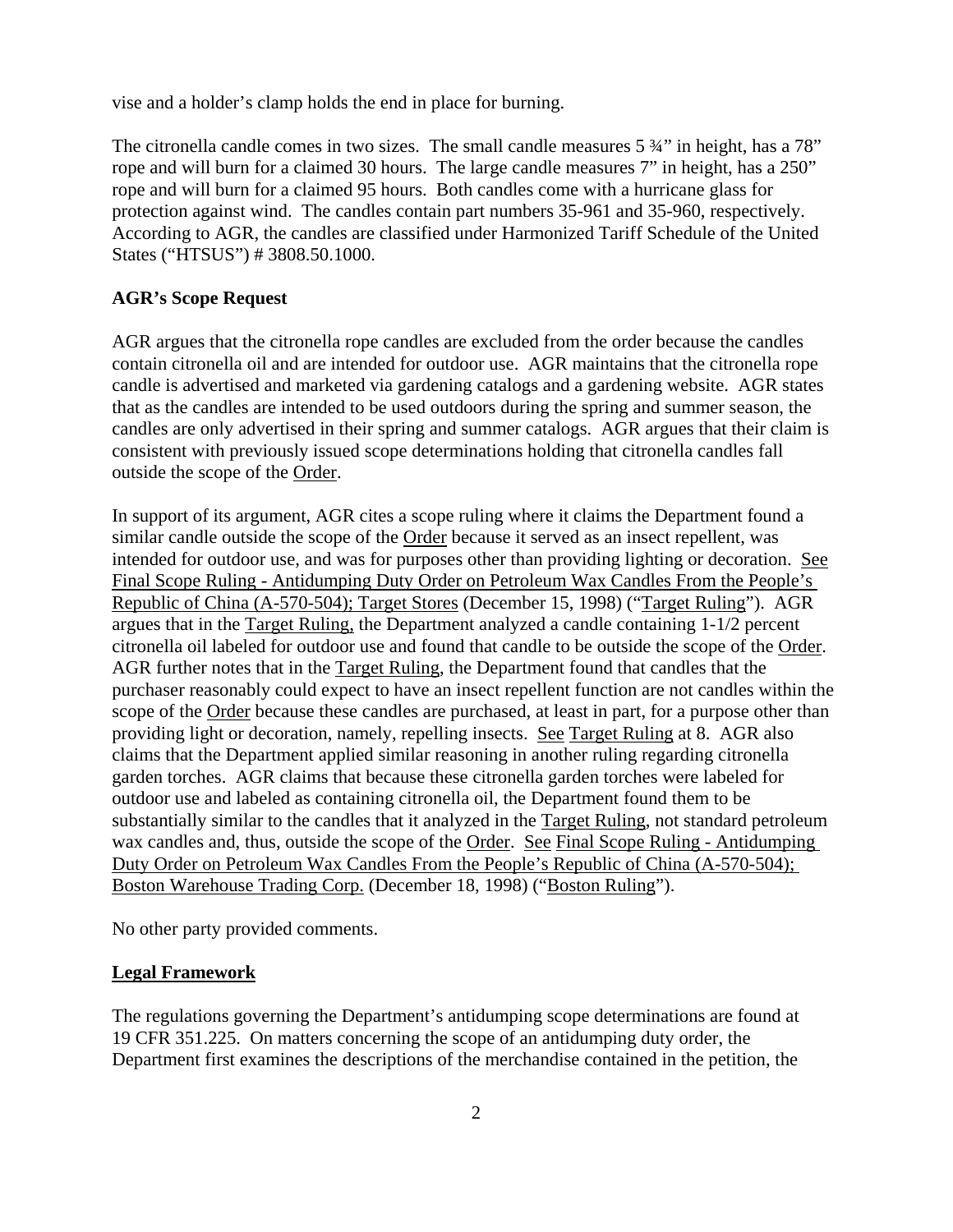vise and a holder's clamp holds the end in place for burning.

The citronella candle comes in two sizes. The small candle measures 5 ¾" in height, has a 78" rope and will burn for a claimed 30 hours. The large candle measures 7" in height, has a 250" rope and will burn for a claimed 95 hours. Both candles come with a hurricane glass for protection against wind. The candles contain part numbers 35-961 and 35-960, respectively. According to AGR, the candles are classified under Harmonized Tariff Schedule of the United States ("HTSUS") # 3808.50.1000.

**AGR's Scope Request**

AGR argues that the citronella rope candles are excluded from the order because the candles contain citronella oil and are intended for outdoor use. AGR maintains that the citronella rope candle is advertised and marketed via gardening catalogs and a gardening website. AGR states that as the candles are intended to be used outdoors during the spring and summer season, the candles are only advertised in their spring and summer catalogs. AGR argues that their claim is consistent with previously issued scope determinations holding that citronella candles fall outside the scope of the Order.

In support of its argument, AGR cites a scope ruling where it claims the Department found a similar candle outside the scope of the Order because it served as an insect repellent, was intended for outdoor use, and was for purposes other than providing lighting or decoration. See Final Scope Ruling - Antidumping Duty Order on Petroleum Wax Candles From the People's Republic of China (A-570-504); Target Stores (December 15, 1998) ("Target Ruling"). AGR argues that in the Target Ruling, the Department analyzed a candle containing 1-1/2 percent citronella oil labeled for outdoor use and found that candle to be outside the scope of the Order. AGR further notes that in the Target Ruling, the Department found that candles that the purchaser reasonably could expect to have an insect repellent function are not candles within the scope of the Order because these candles are purchased, at least in part, for a purpose other than providing light or decoration, namely, repelling insects. See Target Ruling at 8. AGR also claims that the Department applied similar reasoning in another ruling regarding citronella garden torches. AGR claims that because these citronella garden torches were labeled for outdoor use and labeled as containing citronella oil, the Department found them to be substantially similar to the candles that it analyzed in the Target Ruling, not standard petroleum wax candles and, thus, outside the scope of the Order. See Final Scope Ruling - Antidumping Duty Order on Petroleum Wax Candles From the People's Republic of China (A-570-504); Boston Warehouse Trading Corp. (December 18, 1998) ("Boston Ruling").

No other party provided comments.

**Legal Framework**

The regulations governing the Department's antidumping scope determinations are found at 19 CFR 351.225. On matters concerning the scope of an antidumping duty order, the Department first examines the descriptions of the merchandise contained in the petition, the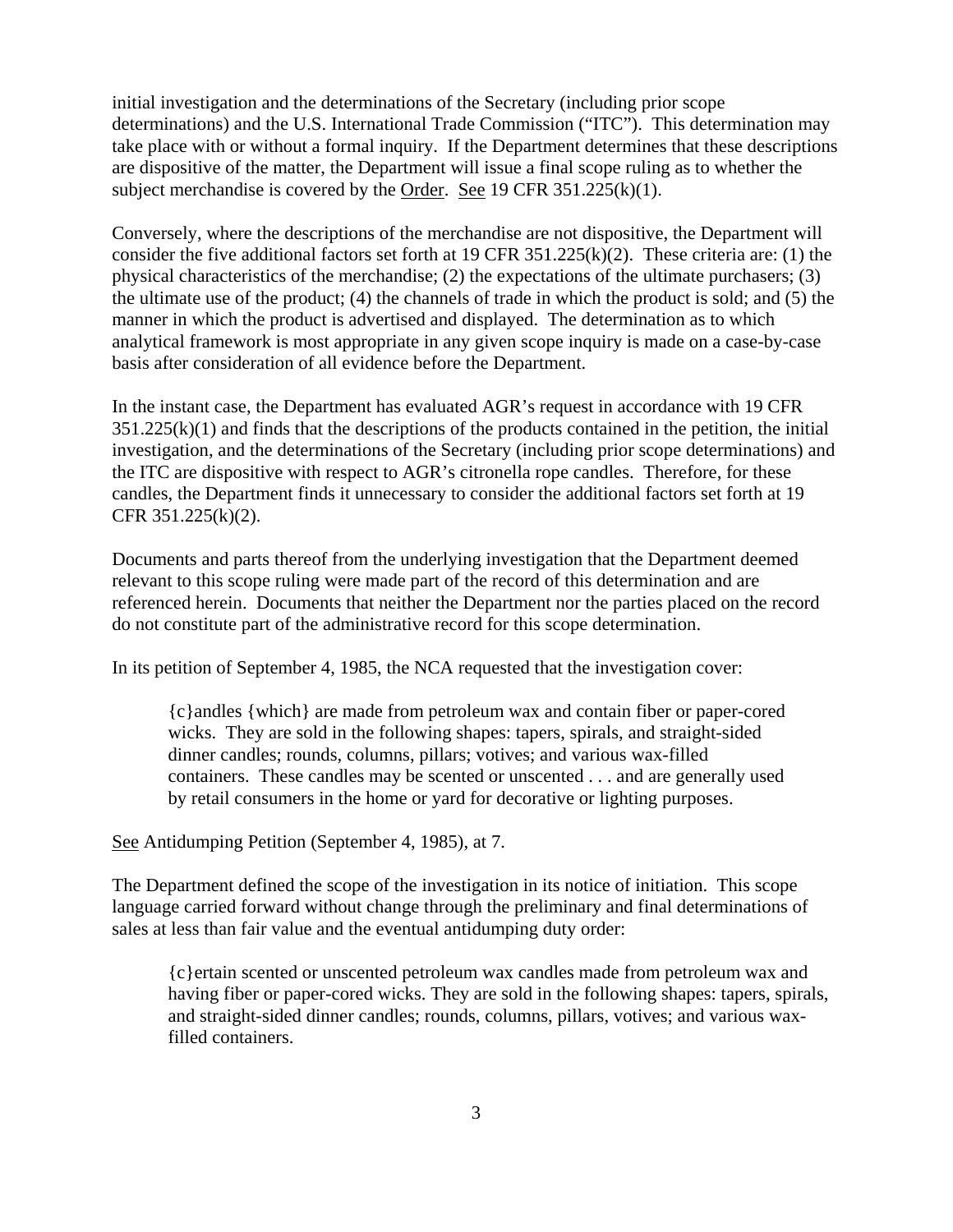initial investigation and the determinations of the Secretary (including prior scope determinations) and the U.S. International Trade Commission ("ITC"). This determination may take place with or without a formal inquiry. If the Department determines that these descriptions are dispositive of the matter, the Department will issue a final scope ruling as to whether the subject merchandise is covered by the Order. See 19 CFR 351.225(k)(1).

Conversely, where the descriptions of the merchandise are not dispositive, the Department will consider the five additional factors set forth at 19 CFR 351.225(k)(2). These criteria are: (1) the physical characteristics of the merchandise; (2) the expectations of the ultimate purchasers; (3) the ultimate use of the product; (4) the channels of trade in which the product is sold; and (5) the manner in which the product is advertised and displayed. The determination as to which analytical framework is most appropriate in any given scope inquiry is made on a case-by-case basis after consideration of all evidence before the Department.

In the instant case, the Department has evaluated AGR's request in accordance with 19 CFR 351.225(k)(1) and finds that the descriptions of the products contained in the petition, the initial investigation, and the determinations of the Secretary (including prior scope determinations) and the ITC are dispositive with respect to AGR's citronella rope candles. Therefore, for these candles, the Department finds it unnecessary to consider the additional factors set forth at 19 CFR 351.225(k)(2).

Documents and parts thereof from the underlying investigation that the Department deemed relevant to this scope ruling were made part of the record of this determination and are referenced herein. Documents that neither the Department nor the parties placed on the record do not constitute part of the administrative record for this scope determination.

In its petition of September 4, 1985, the NCA requested that the investigation cover:

> {c}andles {which} are made from petroleum wax and contain fiber or paper-cored wicks. They are sold in the following shapes: tapers, spirals, and straight-sided dinner candles; rounds, columns, pillars; votives; and various wax-filled containers. These candles may be scented or unscented . . . and are generally used by retail consumers in the home or yard for decorative or lighting purposes.

See Antidumping Petition (September 4, 1985), at 7.

The Department defined the scope of the investigation in its notice of initiation. This scope language carried forward without change through the preliminary and final determinations of sales at less than fair value and the eventual antidumping duty order:

> {c}ertain scented or unscented petroleum wax candles made from petroleum wax and having fiber or paper-cored wicks. They are sold in the following shapes: tapers, spirals, and straight-sided dinner candles; rounds, columns, pillars, votives; and various wax-filled containers.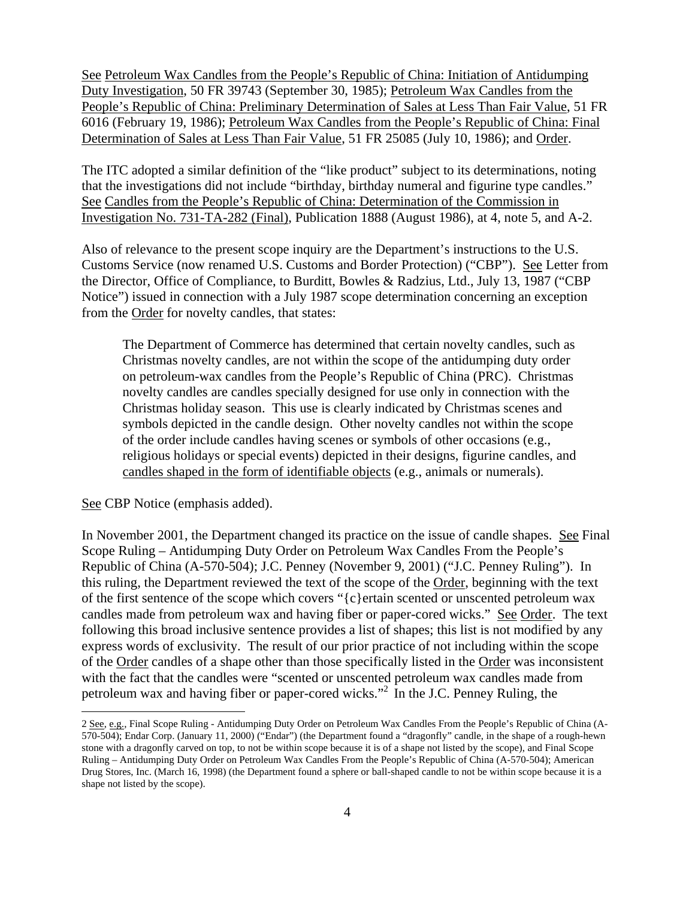See Petroleum Wax Candles from the People's Republic of China: Initiation of Antidumping Duty Investigation, 50 FR 39743 (September 30, 1985); Petroleum Wax Candles from the People's Republic of China: Preliminary Determination of Sales at Less Than Fair Value, 51 FR 6016 (February 19, 1986); Petroleum Wax Candles from the People's Republic of China: Final Determination of Sales at Less Than Fair Value, 51 FR 25085 (July 10, 1986); and Order.

The ITC adopted a similar definition of the "like product" subject to its determinations, noting that the investigations did not include "birthday, birthday numeral and figurine type candles." See Candles from the People's Republic of China: Determination of the Commission in Investigation No. 731-TA-282 (Final), Publication 1888 (August 1986), at 4, note 5, and A-2.

Also of relevance to the present scope inquiry are the Department's instructions to the U.S. Customs Service (now renamed U.S. Customs and Border Protection) ("CBP"). See Letter from the Director, Office of Compliance, to Burditt, Bowles & Radzius, Ltd., July 13, 1987 ("CBP Notice") issued in connection with a July 1987 scope determination concerning an exception from the Order for novelty candles, that states:

> The Department of Commerce has determined that certain novelty candles, such as Christmas novelty candles, are not within the scope of the antidumping duty order on petroleum-wax candles from the People's Republic of China (PRC). Christmas novelty candles are candles specially designed for use only in connection with the Christmas holiday season. This use is clearly indicated by Christmas scenes and symbols depicted in the candle design. Other novelty candles not within the scope of the order include candles having scenes or symbols of other occasions (e.g., religious holidays or special events) depicted in their designs, figurine candles, and candles shaped in the form of identifiable objects (e.g., animals or numerals).

See CBP Notice (emphasis added).

In November 2001, the Department changed its practice on the issue of candle shapes. See Final Scope Ruling – Antidumping Duty Order on Petroleum Wax Candles From the People's Republic of China (A-570-504); J.C. Penney (November 9, 2001) ("J.C. Penney Ruling"). In this ruling, the Department reviewed the text of the scope of the Order, beginning with the text of the first sentence of the scope which covers "{c}ertain scented or unscented petroleum wax candles made from petroleum wax and having fiber or paper-cored wicks." See Order. The text following this broad inclusive sentence provides a list of shapes; this list is not modified by any express words of exclusivity. The result of our prior practice of not including within the scope of the Order candles of a shape other than those specifically listed in the Order was inconsistent with the fact that the candles were "scented or unscented petroleum wax candles made from petroleum wax and having fiber or paper-cored wicks."[2] In the J.C. Penney Ruling, the

---

[2] See, e.g., Final Scope Ruling - Antidumping Duty Order on Petroleum Wax Candles From the People's Republic of China (A-570-504); Endar Corp. (January 11, 2000) ("Endar") (the Department found a "dragonfly" candle, in the shape of a rough-hewn stone with a dragonfly carved on top, to not be within scope because it is of a shape not listed by the scope), and Final Scope Ruling – Antidumping Duty Order on Petroleum Wax Candles From the People's Republic of China (A-570-504); American Drug Stores, Inc. (March 16, 1998) (the Department found a sphere or ball-shaped candle to not be within scope because it is a shape not listed by the scope).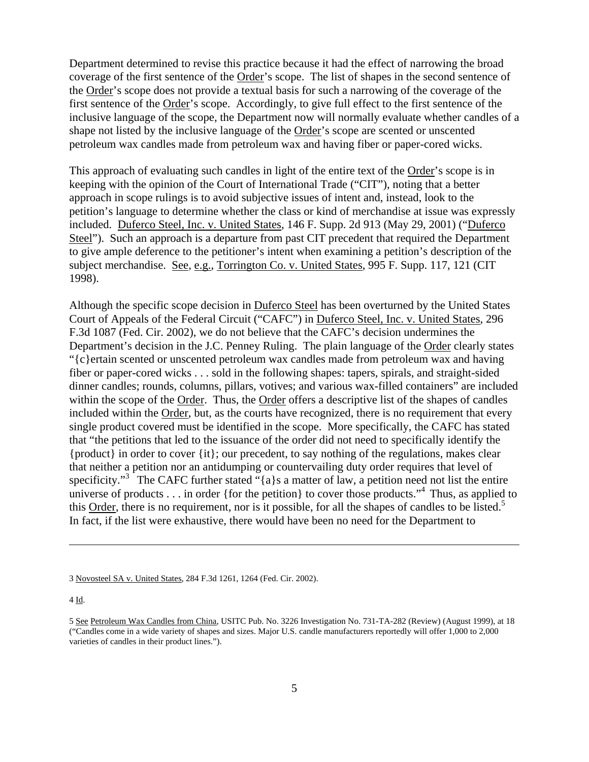Department determined to revise this practice because it had the effect of narrowing the broad coverage of the first sentence of the Order's scope. The list of shapes in the second sentence of the Order's scope does not provide a textual basis for such a narrowing of the coverage of the first sentence of the Order's scope. Accordingly, to give full effect to the first sentence of the inclusive language of the scope, the Department now will normally evaluate whether candles of a shape not listed by the inclusive language of the Order's scope are scented or unscented petroleum wax candles made from petroleum wax and having fiber or paper-cored wicks.

This approach of evaluating such candles in light of the entire text of the Order's scope is in keeping with the opinion of the Court of International Trade ("CIT"), noting that a better approach in scope rulings is to avoid subjective issues of intent and, instead, look to the petition's language to determine whether the class or kind of merchandise at issue was expressly included. Duferco Steel, Inc. v. United States, 146 F. Supp. 2d 913 (May 29, 2001) ("Duferco Steel"). Such an approach is a departure from past CIT precedent that required the Department to give ample deference to the petitioner's intent when examining a petition's description of the subject merchandise. See, e.g., Torrington Co. v. United States, 995 F. Supp. 117, 121 (CIT 1998).

Although the specific scope decision in Duferco Steel has been overturned by the United States Court of Appeals of the Federal Circuit ("CAFC") in Duferco Steel, Inc. v. United States, 296 F.3d 1087 (Fed. Cir. 2002), we do not believe that the CAFC's decision undermines the Department's decision in the J.C. Penney Ruling. The plain language of the Order clearly states "{c}ertain scented or unscented petroleum wax candles made from petroleum wax and having fiber or paper-cored wicks . . . sold in the following shapes: tapers, spirals, and straight-sided dinner candles; rounds, columns, pillars, votives; and various wax-filled containers" are included within the scope of the Order. Thus, the Order offers a descriptive list of the shapes of candles included within the Order, but, as the courts have recognized, there is no requirement that every single product covered must be identified in the scope. More specifically, the CAFC has stated that "the petitions that led to the issuance of the order did not need to specifically identify the {product} in order to cover {it}; our precedent, to say nothing of the regulations, makes clear that neither a petition nor an antidumping or countervailing duty order requires that level of specificity."[3] The CAFC further stated "{a}s a matter of law, a petition need not list the entire universe of products . . . in order {for the petition} to cover those products."[4] Thus, as applied to this Order, there is no requirement, nor is it possible, for all the shapes of candles to be listed.[5] In fact, if the list were exhaustive, there would have been no need for the Department to

---

3 Novosteel SA v. United States, 284 F.3d 1261, 1264 (Fed. Cir. 2002).

4 Id.

5 See Petroleum Wax Candles from China, USITC Pub. No. 3226 Investigation No. 731-TA-282 (Review) (August 1999), at 18 ("Candles come in a wide variety of shapes and sizes. Major U.S. candle manufacturers reportedly will offer 1,000 to 2,000 varieties of candles in their product lines.").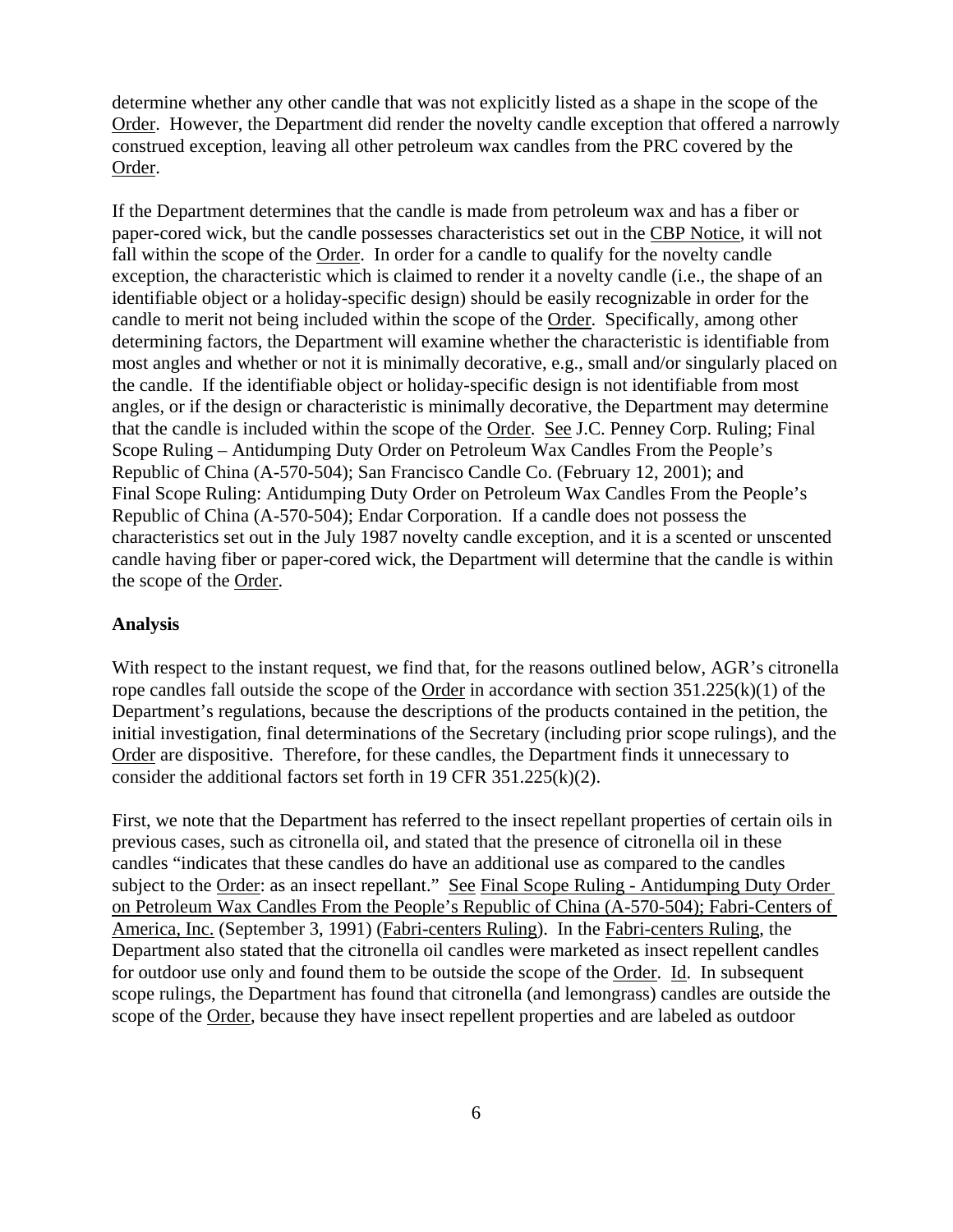determine whether any other candle that was not explicitly listed as a shape in the scope of the Order. However, the Department did render the novelty candle exception that offered a narrowly construed exception, leaving all other petroleum wax candles from the PRC covered by the Order.

If the Department determines that the candle is made from petroleum wax and has a fiber or paper-cored wick, but the candle possesses characteristics set out in the CBP Notice, it will not fall within the scope of the Order. In order for a candle to qualify for the novelty candle exception, the characteristic which is claimed to render it a novelty candle (i.e., the shape of an identifiable object or a holiday-specific design) should be easily recognizable in order for the candle to merit not being included within the scope of the Order. Specifically, among other determining factors, the Department will examine whether the characteristic is identifiable from most angles and whether or not it is minimally decorative, e.g., small and/or singularly placed on the candle. If the identifiable object or holiday-specific design is not identifiable from most angles, or if the design or characteristic is minimally decorative, the Department may determine that the candle is included within the scope of the Order. See J.C. Penney Corp. Ruling; Final Scope Ruling – Antidumping Duty Order on Petroleum Wax Candles From the People's Republic of China (A-570-504); San Francisco Candle Co. (February 12, 2001); and Final Scope Ruling: Antidumping Duty Order on Petroleum Wax Candles From the People's Republic of China (A-570-504); Endar Corporation. If a candle does not possess the characteristics set out in the July 1987 novelty candle exception, and it is a scented or unscented candle having fiber or paper-cored wick, the Department will determine that the candle is within the scope of the Order.

**Analysis**

With respect to the instant request, we find that, for the reasons outlined below, AGR's citronella rope candles fall outside the scope of the Order in accordance with section 351.225(k)(1) of the Department's regulations, because the descriptions of the products contained in the petition, the initial investigation, final determinations of the Secretary (including prior scope rulings), and the Order are dispositive. Therefore, for these candles, the Department finds it unnecessary to consider the additional factors set forth in 19 CFR 351.225(k)(2).

First, we note that the Department has referred to the insect repellant properties of certain oils in previous cases, such as citronella oil, and stated that the presence of citronella oil in these candles "indicates that these candles do have an additional use as compared to the candles subject to the Order: as an insect repellant." See Final Scope Ruling - Antidumping Duty Order on Petroleum Wax Candles From the People's Republic of China (A-570-504); Fabri-Centers of America, Inc. (September 3, 1991) (Fabri-centers Ruling). In the Fabri-centers Ruling, the Department also stated that the citronella oil candles were marketed as insect repellent candles for outdoor use only and found them to be outside the scope of the Order. Id. In subsequent scope rulings, the Department has found that citronella (and lemongrass) candles are outside the scope of the Order, because they have insect repellent properties and are labeled as outdoor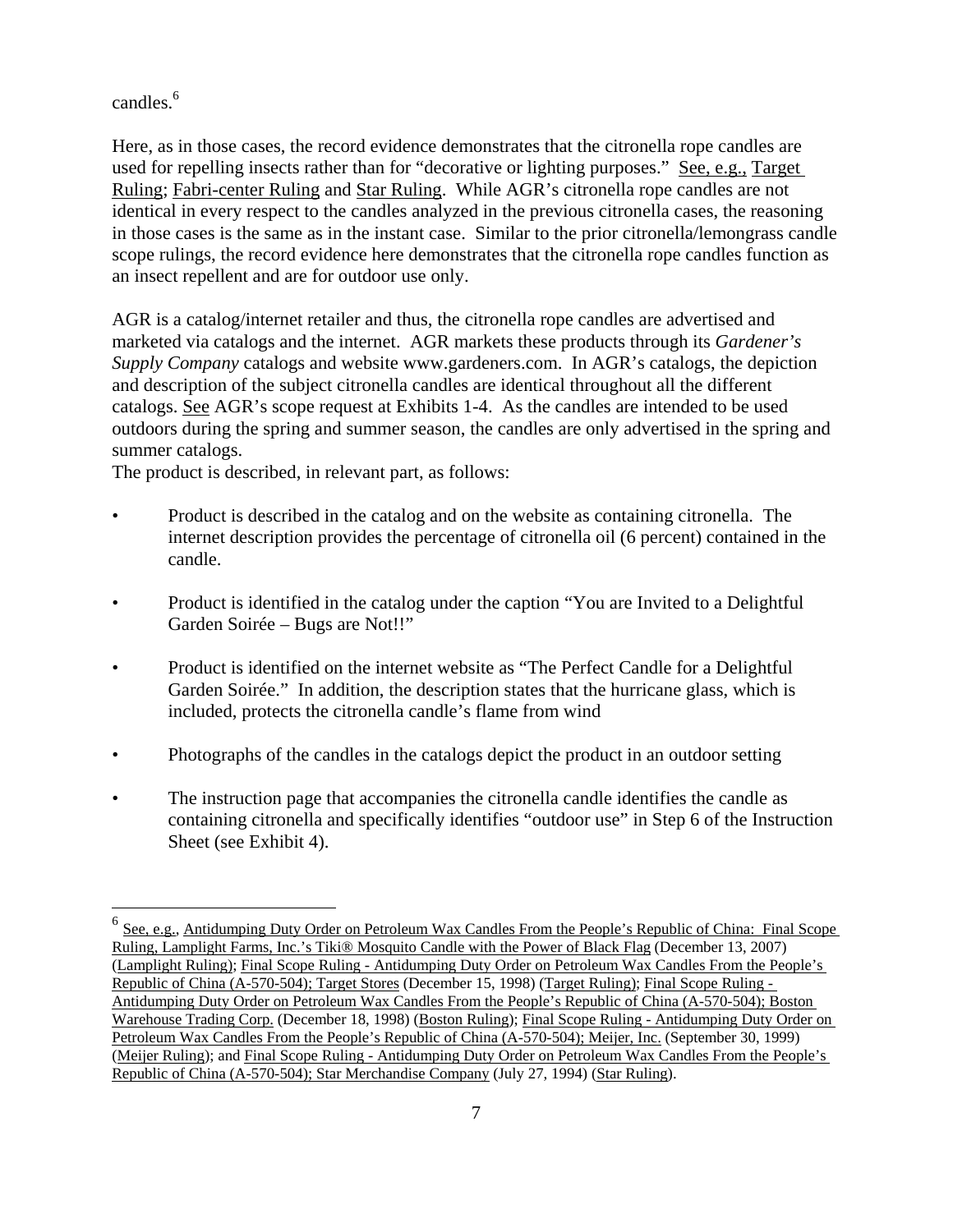candles.[6]

Here, as in those cases, the record evidence demonstrates that the citronella rope candles are used for repelling insects rather than for "decorative or lighting purposes." See, e.g., Target Ruling; Fabri-center Ruling and Star Ruling. While AGR's citronella rope candles are not identical in every respect to the candles analyzed in the previous citronella cases, the reasoning in those cases is the same as in the instant case. Similar to the prior citronella/lemongrass candle scope rulings, the record evidence here demonstrates that the citronella rope candles function as an insect repellent and are for outdoor use only.

AGR is a catalog/internet retailer and thus, the citronella rope candles are advertised and marketed via catalogs and the internet. AGR markets these products through its *Gardener's Supply Company* catalogs and website www.gardeners.com. In AGR's catalogs, the depiction and description of the subject citronella candles are identical throughout all the different catalogs. See AGR's scope request at Exhibits 1-4. As the candles are intended to be used outdoors during the spring and summer season, the candles are only advertised in the spring and summer catalogs.

The product is described, in relevant part, as follows:

- Product is described in the catalog and on the website as containing citronella. The internet description provides the percentage of citronella oil (6 percent) contained in the candle.
- Product is identified in the catalog under the caption "You are Invited to a Delightful Garden Soirée – Bugs are Not!!"
- Product is identified on the internet website as "The Perfect Candle for a Delightful Garden Soirée." In addition, the description states that the hurricane glass, which is included, protects the citronella candle's flame from wind
- Photographs of the candles in the catalogs depict the product in an outdoor setting
- The instruction page that accompanies the citronella candle identifies the candle as containing citronella and specifically identifies "outdoor use" in Step 6 of the Instruction Sheet (see Exhibit 4).

---

[6] See, e.g., Antidumping Duty Order on Petroleum Wax Candles From the People's Republic of China: Final Scope Ruling, Lamplight Farms, Inc.'s Tiki® Mosquito Candle with the Power of Black Flag (December 13, 2007) (Lamplight Ruling); Final Scope Ruling - Antidumping Duty Order on Petroleum Wax Candles From the People's Republic of China (A-570-504); Target Stores (December 15, 1998) (Target Ruling); Final Scope Ruling - Antidumping Duty Order on Petroleum Wax Candles From the People's Republic of China (A-570-504); Boston Warehouse Trading Corp. (December 18, 1998) (Boston Ruling); Final Scope Ruling - Antidumping Duty Order on Petroleum Wax Candles From the People's Republic of China (A-570-504); Meijer, Inc. (September 30, 1999) (Meijer Ruling); and Final Scope Ruling - Antidumping Duty Order on Petroleum Wax Candles From the People's Republic of China (A-570-504); Star Merchandise Company (July 27, 1994) (Star Ruling).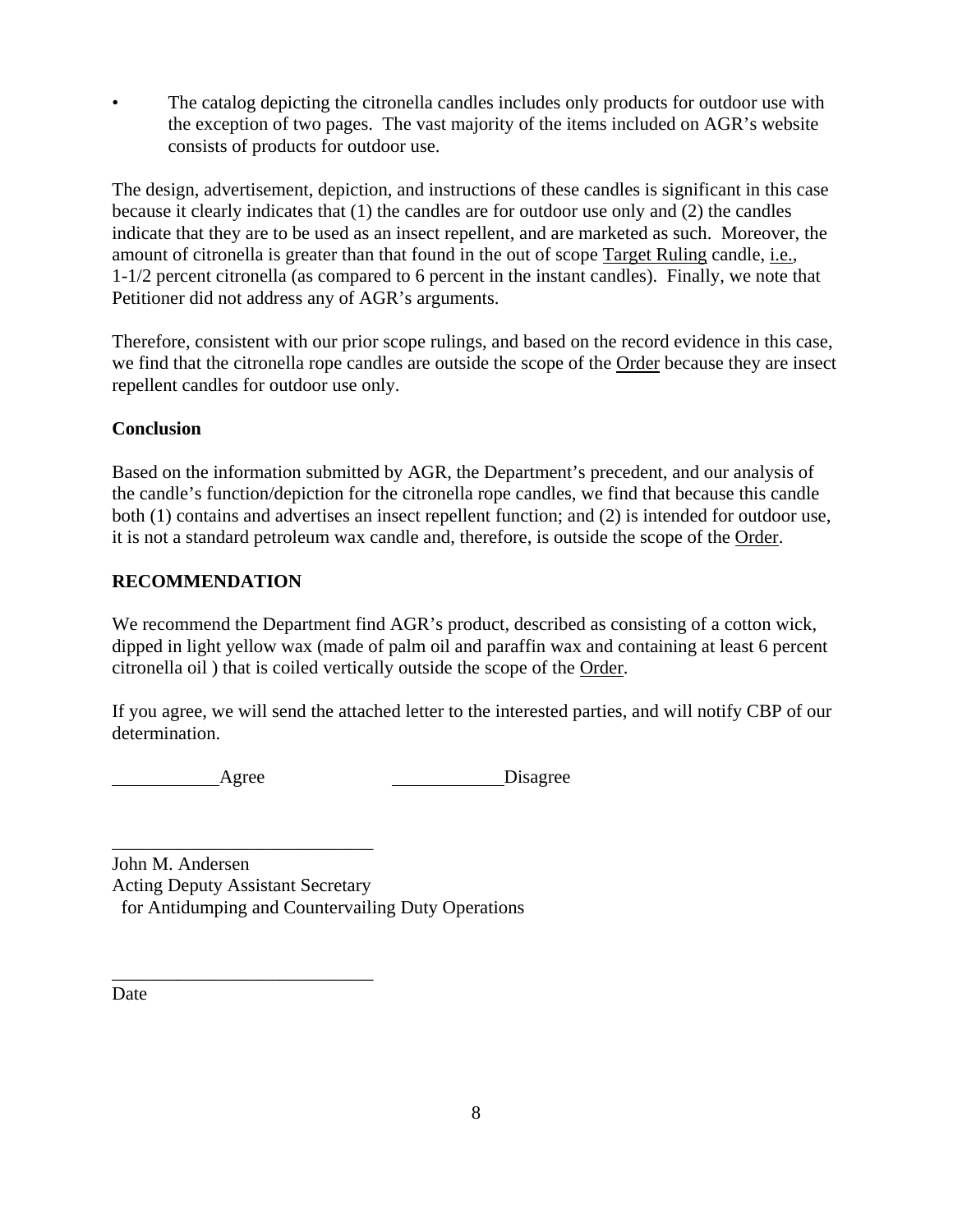- The catalog depicting the citronella candles includes only products for outdoor use with the exception of two pages. The vast majority of the items included on AGR's website consists of products for outdoor use.

The design, advertisement, depiction, and instructions of these candles is significant in this case because it clearly indicates that (1) the candles are for outdoor use only and (2) the candles indicate that they are to be used as an insect repellent, and are marketed as such. Moreover, the amount of citronella is greater than that found in the out of scope Target Ruling candle, i.e., 1-1/2 percent citronella (as compared to 6 percent in the instant candles). Finally, we note that Petitioner did not address any of AGR's arguments.

Therefore, consistent with our prior scope rulings, and based on the record evidence in this case, we find that the citronella rope candles are outside the scope of the Order because they are insect repellent candles for outdoor use only.

**Conclusion**

Based on the information submitted by AGR, the Department's precedent, and our analysis of the candle's function/depiction for the citronella rope candles, we find that because this candle both (1) contains and advertises an insect repellent function; and (2) is intended for outdoor use, it is not a standard petroleum wax candle and, therefore, is outside the scope of the Order.

**RECOMMENDATION**

We recommend the Department find AGR's product, described as consisting of a cotton wick, dipped in light yellow wax (made of palm oil and paraffin wax and containing at least 6 percent citronella oil ) that is coiled vertically outside the scope of the Order.

If you agree, we will send the attached letter to the interested parties, and will notify CBP of our determination.

\_\_\_\_\_\_\_\_\_\_\_ Agree &nbsp;&nbsp;&nbsp;&nbsp;&nbsp;&nbsp;&nbsp;&nbsp; \_\_\_\_\_\_\_\_\_\_\_ Disagree

\_\_\_\_\_\_\_\_\_\_\_\_\_\_\_\_\_\_\_\_\_\_\_\_\_\_\_\_

John M. Andersen
Acting Deputy Assistant Secretary
for Antidumping and Countervailing Duty Operations

\_\_\_\_\_\_\_\_\_\_\_\_\_\_\_\_\_\_\_\_\_\_\_\_\_\_\_\_

Date